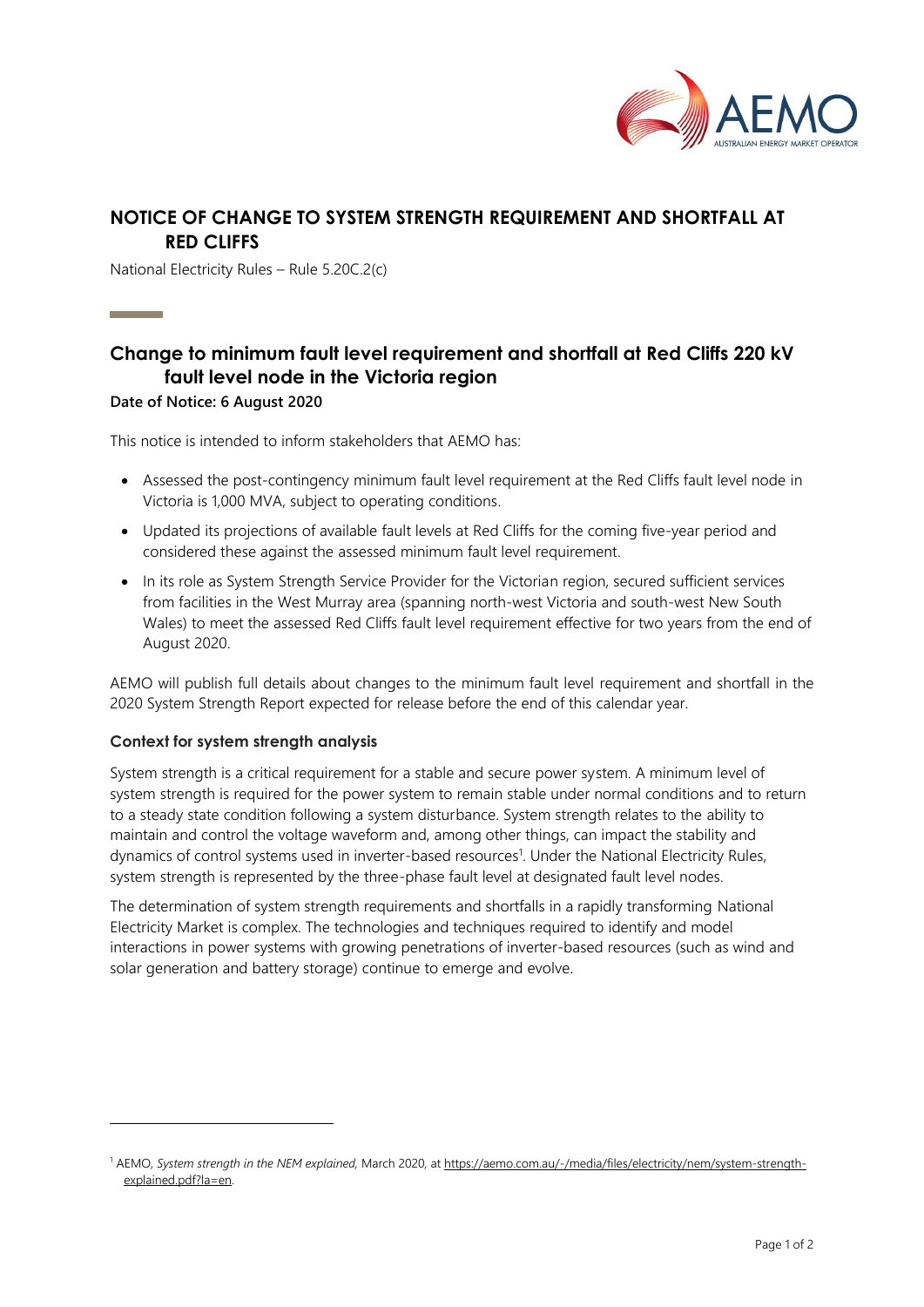# NOTICE OF CHANGE TO SYSTEM STRENGTH REQUIREMENT AND SHORTFALL AT RED CLIFFS

National Electricity Rules – Rule 5.20C.2(c)

## Change to minimum fault level requirement and shortfall at Red Cliffs 220 kV fault level node in the Victoria region

**Date of Notice: 6 August 2020**

This notice is intended to inform stakeholders that AEMO has:

- Assessed the post-contingency minimum fault level requirement at the Red Cliffs fault level node in Victoria is 1,000 MVA, subject to operating conditions.
- Updated its projections of available fault levels at Red Cliffs for the coming five-year period and considered these against the assessed minimum fault level requirement.
- In its role as System Strength Service Provider for the Victorian region, secured sufficient services from facilities in the West Murray area (spanning north-west Victoria and south-west New South Wales) to meet the assessed Red Cliffs fault level requirement effective for two years from the end of August 2020.

AEMO will publish full details about changes to the minimum fault level requirement and shortfall in the 2020 System Strength Report expected for release before the end of this calendar year.

### Context for system strength analysis

System strength is a critical requirement for a stable and secure power system. A minimum level of system strength is required for the power system to remain stable under normal conditions and to return to a steady state condition following a system disturbance. System strength relates to the ability to maintain and control the voltage waveform and, among other things, can impact the stability and dynamics of control systems used in inverter-based resources[1]. Under the National Electricity Rules, system strength is represented by the three-phase fault level at designated fault level nodes.

The determination of system strength requirements and shortfalls in a rapidly transforming National Electricity Market is complex. The technologies and techniques required to identify and model interactions in power systems with growing penetrations of inverter-based resources (such as wind and solar generation and battery storage) continue to emerge and evolve.

[1] AEMO, *System strength in the NEM explained*, March 2020, at https://aemo.com.au/-/media/files/electricity/nem/system-strength-explained.pdf?la=en.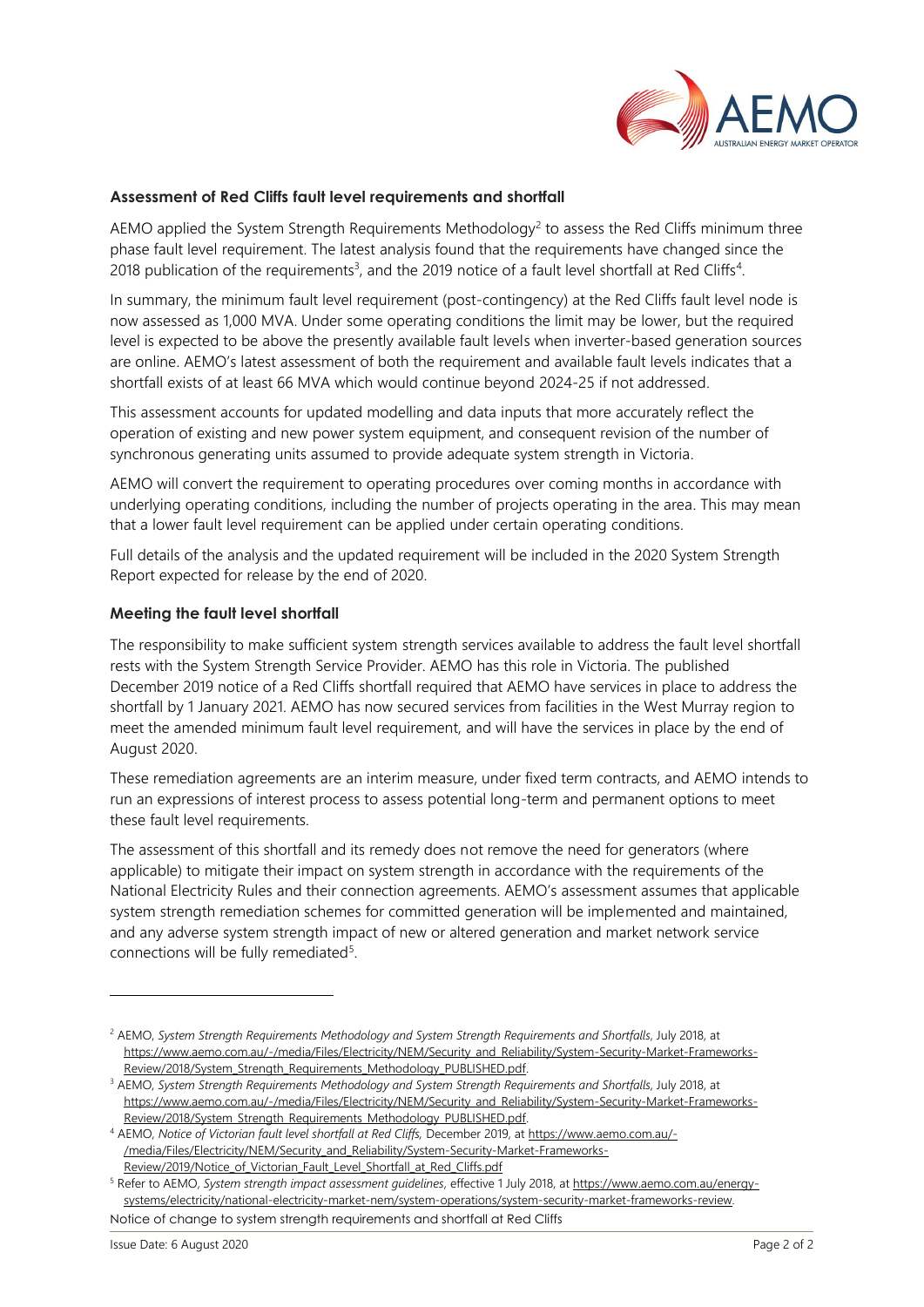### Assessment of Red Cliffs fault level requirements and shortfall

AEMO applied the System Strength Requirements Methodology[2] to assess the Red Cliffs minimum three phase fault level requirement. The latest analysis found that the requirements have changed since the 2018 publication of the requirements[3], and the 2019 notice of a fault level shortfall at Red Cliffs[4].

In summary, the minimum fault level requirement (post-contingency) at the Red Cliffs fault level node is now assessed as 1,000 MVA. Under some operating conditions the limit may be lower, but the required level is expected to be above the presently available fault levels when inverter-based generation sources are online. AEMO's latest assessment of both the requirement and available fault levels indicates that a shortfall exists of at least 66 MVA which would continue beyond 2024-25 if not addressed.

This assessment accounts for updated modelling and data inputs that more accurately reflect the operation of existing and new power system equipment, and consequent revision of the number of synchronous generating units assumed to provide adequate system strength in Victoria.

AEMO will convert the requirement to operating procedures over coming months in accordance with underlying operating conditions, including the number of projects operating in the area. This may mean that a lower fault level requirement can be applied under certain operating conditions.

Full details of the analysis and the updated requirement will be included in the 2020 System Strength Report expected for release by the end of 2020.

### Meeting the fault level shortfall

The responsibility to make sufficient system strength services available to address the fault level shortfall rests with the System Strength Service Provider. AEMO has this role in Victoria. The published December 2019 notice of a Red Cliffs shortfall required that AEMO have services in place to address the shortfall by 1 January 2021. AEMO has now secured services from facilities in the West Murray region to meet the amended minimum fault level requirement, and will have the services in place by the end of August 2020.

These remediation agreements are an interim measure, under fixed term contracts, and AEMO intends to run an expressions of interest process to assess potential long-term and permanent options to meet these fault level requirements.

The assessment of this shortfall and its remedy does not remove the need for generators (where applicable) to mitigate their impact on system strength in accordance with the requirements of the National Electricity Rules and their connection agreements. AEMO's assessment assumes that applicable system strength remediation schemes for committed generation will be implemented and maintained, and any adverse system strength impact of new or altered generation and market network service connections will be fully remediated[5].

---

[2] AEMO, *System Strength Requirements Methodology and System Strength Requirements and Shortfalls*, July 2018, at https://www.aemo.com.au/-/media/Files/Electricity/NEM/Security_and_Reliability/System-Security-Market-Frameworks-Review/2018/System_Strength_Requirements_Methodology_PUBLISHED.pdf.

[3] AEMO, *System Strength Requirements Methodology and System Strength Requirements and Shortfalls*, July 2018, at https://www.aemo.com.au/-/media/Files/Electricity/NEM/Security_and_Reliability/System-Security-Market-Frameworks-Review/2018/System_Strength_Requirements_Methodology_PUBLISHED.pdf.

[4] AEMO, *Notice of Victorian fault level shortfall at Red Cliffs*, December 2019, at https://www.aemo.com.au/-/media/Files/Electricity/NEM/Security_and_Reliability/System-Security-Market-Frameworks-Review/2019/Notice_of_Victorian_Fault_Level_Shortfall_at_Red_Cliffs.pdf

[5] Refer to AEMO, *System strength impact assessment guidelines*, effective 1 July 2018, at https://www.aemo.com.au/energy-systems/electricity/national-electricity-market-nem/system-operations/system-security-market-frameworks-review.